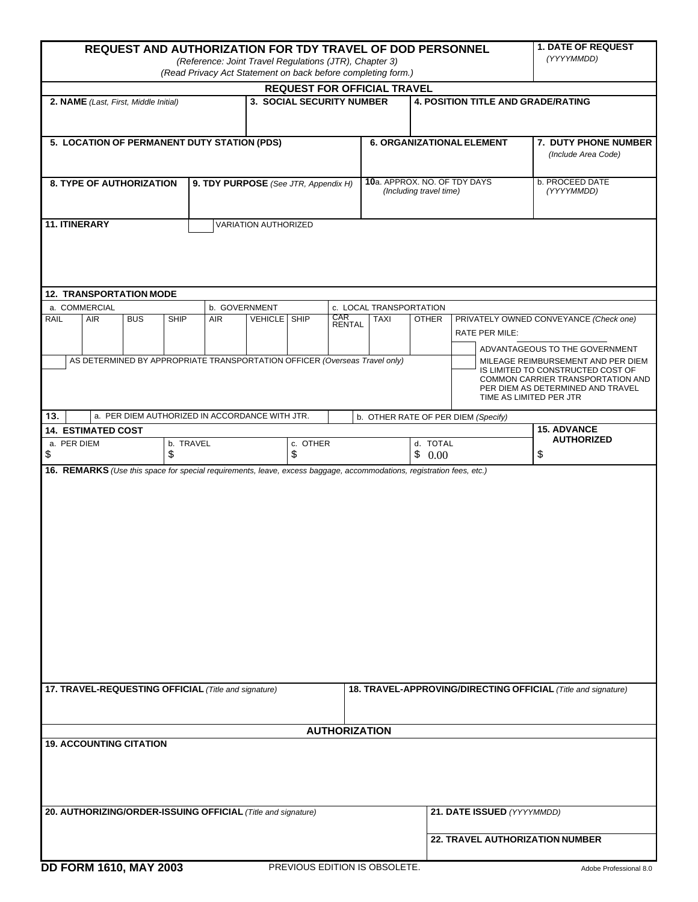# REQUEST AND AUTHORIZATION FOR TDY TRAVEL OF DOD PERSONNEL

*(Reference: Joint Travel Regulations (JTR), Chapter 3)*
*(Read Privacy Act Statement on back before completing form.)*

**1. DATE OF REQUEST** *(YYYYMMDD)*

## REQUEST FOR OFFICIAL TRAVEL

| **2. NAME** *(Last, First, Middle Initial)* | **3. SOCIAL SECURITY NUMBER** | **4. POSITION TITLE AND GRADE/RATING** |
|---|---|---|
| | | |

| **5. LOCATION OF PERMANENT DUTY STATION (PDS)** | **6. ORGANIZATIONAL ELEMENT** | **7. DUTY PHONE NUMBER** *(Include Area Code)* |
|---|---|---|
| | | |

| **8. TYPE OF AUTHORIZATION** | **9. TDY PURPOSE** *(See JTR, Appendix H)* | **10a. APPROX. NO. OF TDY DAYS** *(Including travel time)* | b. PROCEED DATE *(YYYYMMDD)* |
|---|---|---|---|
| | | | |

**11. ITINERARY** ☐ VARIATION AUTHORIZED

**12. TRANSPORTATION MODE**

| a. COMMERCIAL | | | | b. GOVERNMENT | | | c. LOCAL TRANSPORTATION | | |
|---|---|---|---|---|---|---|---|---|---|
| RAIL | AIR | BUS | SHIP | AIR | VEHICLE | SHIP | CAR RENTAL | TAXI | OTHER |
| | | | | | | | | | |

☐ AS DETERMINED BY APPROPRIATE TRANSPORTATION OFFICER *(Overseas Travel only)*

PRIVATELY OWNED CONVEYANCE *(Check one)*

RATE PER MILE: ____________

☐ ADVANTAGEOUS TO THE GOVERNMENT

☐ MILEAGE REIMBURSEMENT AND PER DIEM IS LIMITED TO CONSTRUCTED COST OF COMMON CARRIER TRANSPORTATION AND PER DIEM AS DETERMINED AND TRAVEL TIME AS LIMITED PER JTR

**13.** ☐ a. PER DIEM AUTHORIZED IN ACCORDANCE WITH JTR. ☐ b. OTHER RATE OF PER DIEM *(Specify)*

| **14. ESTIMATED COST** | | | | **15. ADVANCE AUTHORIZED** |
|---|---|---|---|---|
| a. PER DIEM | b. TRAVEL | c. OTHER | d. TOTAL | |
| $ | $ | $ | $ 0.00 | $ |

**16. REMARKS** *(Use this space for special requirements, leave, excess baggage, accommodations, registration fees, etc.)*

| **17. TRAVEL-REQUESTING OFFICIAL** *(Title and signature)* | **18. TRAVEL-APPROVING/DIRECTING OFFICIAL** *(Title and signature)* |
|---|---|
| | |

## AUTHORIZATION

**19. ACCOUNTING CITATION**

| **20. AUTHORIZING/ORDER-ISSUING OFFICIAL** *(Title and signature)* | **21. DATE ISSUED** *(YYYYMMDD)* |
|---|---|
| | **22. TRAVEL AUTHORIZATION NUMBER** |

**DD FORM 1610, MAY 2003** PREVIOUS EDITION IS OBSOLETE. Adobe Professional 8.0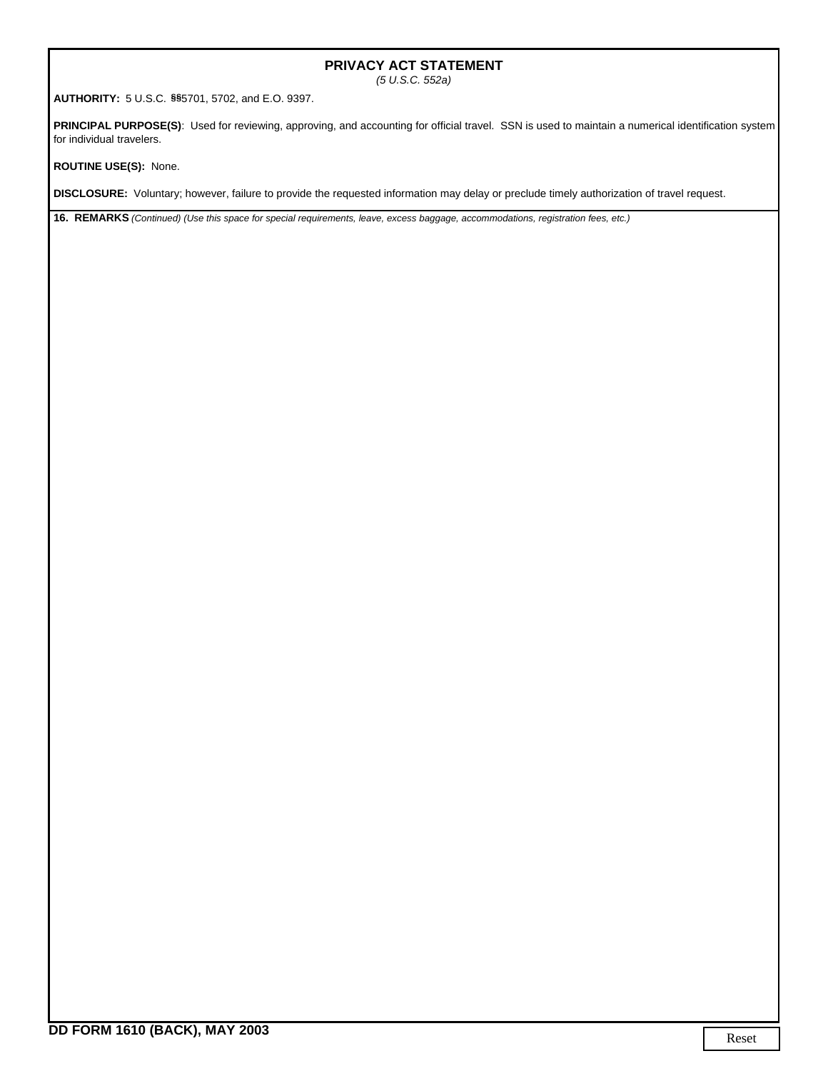## PRIVACY ACT STATEMENT

*(5 U.S.C. 552a)*

**AUTHORITY:** 5 U.S.C. §§5701, 5702, and E.O. 9397.

**PRINCIPAL PURPOSE(S)**: Used for reviewing, approving, and accounting for official travel. SSN is used to maintain a numerical identification system for individual travelers.

**ROUTINE USE(S):** None.

**DISCLOSURE:** Voluntary; however, failure to provide the requested information may delay or preclude timely authorization of travel request.

**16. REMARKS** *(Continued) (Use this space for special requirements, leave, excess baggage, accommodations, registration fees, etc.)*

**DD FORM 1610 (BACK), MAY 2003**

Reset